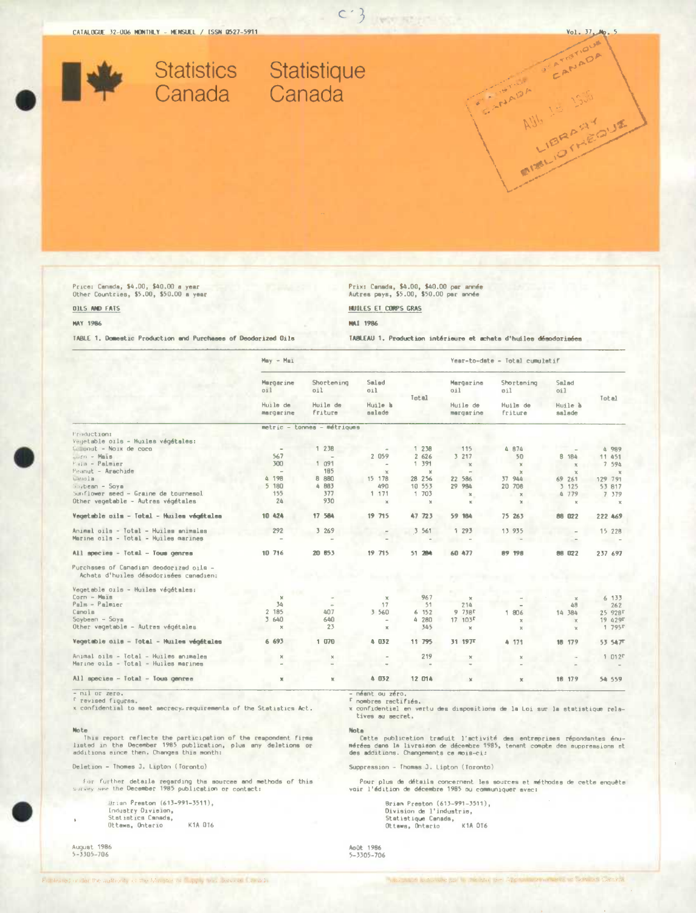CATALOGUE 32-006 MONTHLY - MENSUEL / ISSN 0527-5911

Vol. 37, No. 5

# Statistics Canada / Statistique Canada

Price: Canada, $4.00, $40.00 a year
Other Countries, $5.00, $50.00 a year

Prix: Canada, $4.00, $40.00 par année
Autres pays, $5.00, $50.00 par année

## OILS AND FATS / HUILES ET CORPS GRAS

MAY 1986 / MAI 1986

### TABLE 1. Domestic Production and Purchases of Deodorized Oils / TABLEAU 1. Production intérieure et achats d'huiles désodorisées

| | May - Mai | | | | Year-to-date - Total cumulatif | | | |
|---|---|---|---|---|---|---|---|---|
| | Margarine oil / Huile de margarine | Shortening oil / Huile de friture | Salad oil / Huile à salade | Total | Margarine oil / Huile de margarine | Shortening oil / Huile de friture | Salad oil / Huile à salade | Total |
| | metric - tonnes - métriques | | | | | | | |
| **Production:** | | | | | | | | |
| Vegetable oils - Huiles végétales: | | | | | | | | |
| Coconut - Noix de coco | - | 1 238 | - | 1 238 | 115 | 4 874 | - | 4 989 |
| Corn - Maïs | 567 | - | 2 059 | 2 626 | 3 217 | 50 | 8 184 | 11 451 |
| Palm - Palmier | 300 | 1 091 | - | 1 391 | x | x | x | 7 594 |
| Peanut - Arachide | - | 185 | x | x | - | x | x | x |
| Canola | 4 198 | 8 880 | 15 178 | 28 256 | 22 586 | 37 944 | 69 261 | 129 791 |
| Soybean - Soya | 5 180 | 4 883 | 490 | 10 553 | 29 984 | 20 708 | 3 125 | 53 817 |
| Sunflower seed - Graine de tournesol | 155 | 377 | 1 171 | 1 703 | x | x | 4 779 | 7 379 |
| Other vegetable - Autres végétales | 24 | 930 | x | x | x | x | x | x |
| **Vegetable oils - Total - Huiles végétales** | **10 424** | **17 584** | **19 715** | **47 723** | **59 184** | **75 263** | **88 022** | **222 469** |
| Animal oils - Total - Huiles animales | 292 | 3 269 | - | 3 561 | 1 293 | 13 935 | - | 15 228 |
| Marine oils - Total - Huiles marines | - | - | - | - | - | - | - | - |
| **All species - Total - Tous genres** | **10 716** | **20 853** | **19 715** | **51 284** | **60 477** | **89 198** | **88 022** | **237 697** |
| **Purchases of Canadian deodorized oils - Achats d'huiles désodorisées canadien:** | | | | | | | | |
| Vegetable oils - Huiles végétales: | | | | | | | | |
| Corn - Maïs | x | - | x | 967 | x | - | x | 6 133 |
| Palm - Palmier | 34 | - | 17 | 51 | 214 | - | 48 | 262 |
| Canola | 2 185 | 407 | 3 560 | 6 152 | 9 738[r] | 1 806 | 14 384 | 25 928[r] |
| Soybean - Soya | 3 640 | 640 | - | 4 280 | 17 103[r] | x | x | 19 429[r] |
| Other vegetable - Autres végétales | x | 23 | x | 345 | x | x | x | 1 795[r] |
| **Vegetable oils - Total - Huiles végétales** | **6 693** | **1 070** | **4 032** | **11 795** | **31 197[r]** | **4 171** | **18 179** | **53 547[r]** |
| Animal oils - Total - Huiles animales | x | x | - | 219 | x | x | - | 1 012[r] |
| Marine oils - Total - Huiles marines | - | - | - | - | - | - | - | - |
| **All species - Total - Tous genres** | **x** | **x** | **4 032** | **12 014** | **x** | **x** | **18 179** | **54 559** |

- nil or zero.
[r] revised figures.
x confidential to meet secrecy requirements of the Statistics Act.

- néant ou zéro.
[r] nombres rectifiés.
x confidentiel en vertu des dispositions de la Loi sur la statistique relatives au secret.

**Note**

This report reflects the participation of the respondent firms listed in the December 1985 publication, plus any deletions or additions since then. Changes this month:

Deletion - Thomas J. Lipton (Toronto)

For further details regarding the sources and methods of this survey see the December 1985 publication or contact:

Brian Preston (613-991-3511),
Industry Division,
Statistics Canada,
Ottawa, Ontario K1A 0T6

**Note**

Cette publication traduit l'activité des entreprises répondantes énumérées dans la livraison de décembre 1985, tenant compte des suppressions et des additions. Changements ce mois-ci:

Suppression - Thomas J. Lipton (Toronto)

Pour plus de détails concernant les sources et méthodes de cette enquête voir l'édition de décembre 1985 ou communiquer avec:

Brian Preston (613-991-3511),
Division de l'industrie,
Statistique Canada,
Ottawa, Ontario K1A 0T6

August 1986
5-3305-706

Août 1986
5-3305-706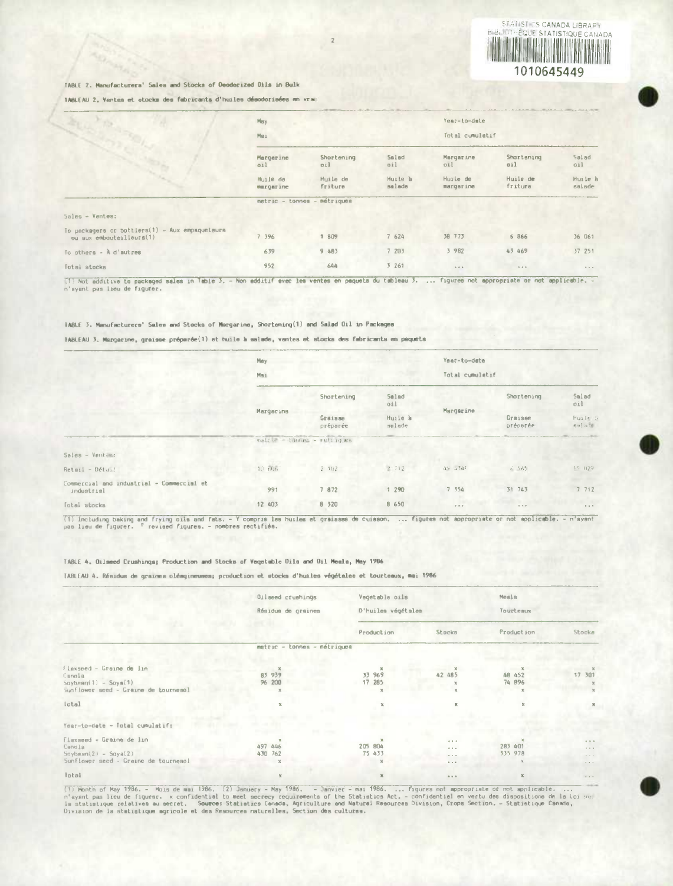TABLE 2. Manufacturers' Sales and Stocks of Deodorized Oils in Bulk

TABLEAU 2. Ventes et stocks des fabricants d'huiles désodorisées en vrac

| | May<br>Mai | | | Year-to-date<br>Total cumulatif | | |
|---|---|---|---|---|---|---|
| | Margarine oil<br>Huile de margarine | Shortening oil<br>Huile de friture | Salad oil<br>Huile à salade | Margarine oil<br>Huile de margarine | Shortening oil<br>Huile de friture | Salad oil<br>Huile à salade |
| | metric - tonnes - métriques | | | | | |
| Sales - Ventes: | | | | | | |
| To packagers or bottlers(1) - Aux empaqueteurs ou aux embouteilleurs(1) | 7 396 | 1 809 | 7 624 | 38 773 | 6 866 | 36 061 |
| To others - À d'autres | 639 | 9 483 | 7 203 | 3 982 | 43 469 | 37 251 |
| Total stocks | 952 | 644 | 3 261 | ... | ... | ... |

(1) Not additive to packaged sales in Table 3. - Non additif avec les ventes en paquets du tableau 3. ... figures not appropriate or not applicable. - n'ayant pas lieu de figurer.

TABLE 3. Manufacturers' Sales and Stocks of Margarine, Shortening(1) and Salad Oil in Packages

TABLEAU 3. Margarine, graisse préparée(1) et huile à salade, ventes et stocks des fabricants en paquets

| | May<br>Mai | | | Year-to-date<br>Total cumulatif | | |
|---|---|---|---|---|---|---|
| | Margarine | Shortening<br>Graisse préparée | Salad oil<br>Huile à salade | Margarine | Shortening<br>Graisse préparée | Salad oil<br>Huile à salade |
| | metric - tonnes - métriques | | | | | |
| Sales - Ventes: | | | | | | |
| Retail - Détail | 10 706 | 2 102 | 2 712 | 49 374r | 6 565 | 13 029 |
| Commercial and industrial - Commercial et industriel | 991 | 7 872 | 1 290 | 7 354 | 31 743 | 7 712 |
| Total stocks | 12 403 | 8 320 | 8 650 | ... | ... | ... |

(1) Including baking and frying oils and fats. - Y compris les huiles et graisses de cuisson. ... figures not appropriate or not applicable. - n'ayant pas lieu de figurer. r revised figures. - nombres rectifiés.

TABLE 4. Oilseed Crushings; Production and Stocks of Vegetable Oils and Oil Meals, May 1986

TABLEAU 4. Résidus de graines oléagineuses; production et stocks d'huiles végétales et tourteaux, mai 1986

| | Oilseed crushings<br>Résidus de graines | Vegetable oils<br>D'huiles végétales | | Meals<br>Tourteaux | |
|---|---|---|---|---|---|
| | | Production | Stocks | Production | Stocks |
| | metric - tonnes - métriques | | | | |
| Flaxseed - Graine de lin | x | x | x | x | x |
| Canola | 83 939 | 33 969 | 42 485 | 48 452 | 17 301 |
| Soybean(1) - Soya(1) | 96 200 | 17 285 | x | 74 896 | x |
| Sunflower seed - Graine de tournesol | x | x | x | x | x |
| Total | x | x | x | x | x |
| Year-to-date - Total cumulatif: | | | | | |
| Flaxseed - Graine de lin | x | x | ... | x | ... |
| Canola | 497 446 | 205 804 | ... | 283 401 | ... |
| Soybean(2) - Soya(2) | 430 762 | 75 433 | ... | 335 978 | ... |
| Sunflower seed - Graine de tournesol | x | x | ... | x | ... |
| Total | x | x | ... | x | ... |

(1) Month of May 1986. - Mois de mai 1986. (2) January - May 1986. - Janvier - mai 1986. ... figures not appropriate or not applicable. ... n'ayant pas lieu de figurer. x confidential to meet secrecy requirements of the Statistics Act. - confidentiel en vertu des dispositions de la Loi sur la statistique relatives au secret. **Source:** Statistics Canada, Agriculture and Natural Resources Division, Crops Section. - Statistique Canada, Division de la statistique agricole et des Resources naturelles, Section des cultures.